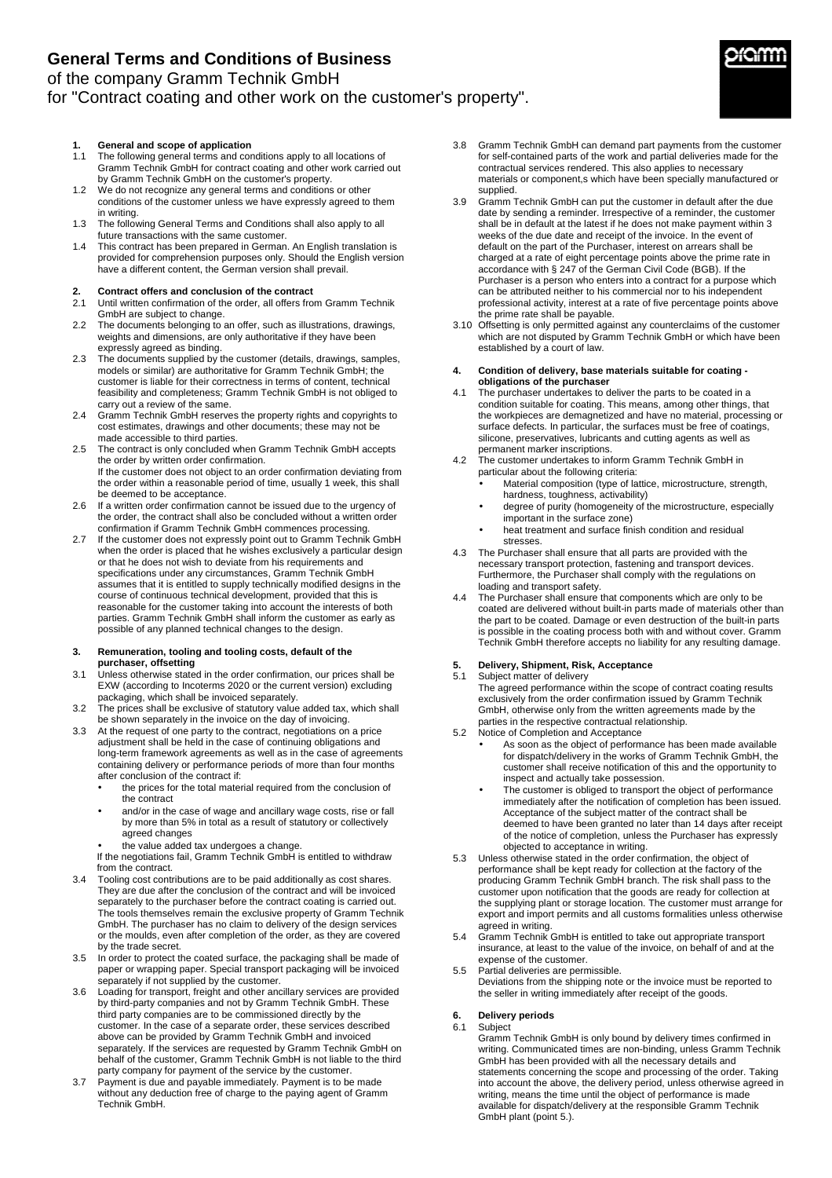# General Terms and Conditions of Business

of the company Gramm Technik GmbH
for "Contract coating and other work on the customer's property".

**1. General and scope of application**

1.1 The following general terms and conditions apply to all locations of Gramm Technik GmbH for contract coating and other work carried out by Gramm Technik GmbH on the customer's property.

1.2 We do not recognize any general terms and conditions or other conditions of the customer unless we have expressly agreed to them in writing.

1.3 The following General Terms and Conditions shall also apply to all future transactions with the same customer.

1.4 This contract has been prepared in German. An English translation is provided for comprehension purposes only. Should the English version have a different content, the German version shall prevail.

**2. Contract offers and conclusion of the contract**

2.1 Until written confirmation of the order, all offers from Gramm Technik GmbH are subject to change.

2.2 The documents belonging to an offer, such as illustrations, drawings, weights and dimensions, are only authoritative if they have been expressly agreed as binding.

2.3 The documents supplied by the customer (details, drawings, samples, models or similar) are authoritative for Gramm Technik GmbH; the customer is liable for their correctness in terms of content, technical feasibility and completeness; Gramm Technik GmbH is not obliged to carry out a review of the same.

2.4 Gramm Technik GmbH reserves the property rights and copyrights to cost estimates, drawings and other documents; these may not be made accessible to third parties.

2.5 The contract is only concluded when Gramm Technik GmbH accepts the order by written order confirmation.
If the customer does not object to an order confirmation deviating from the order within a reasonable period of time, usually 1 week, this shall be deemed to be acceptance.

2.6 If a written order confirmation cannot be issued due to the urgency of the order, the contract shall also be concluded without a written order confirmation if Gramm Technik GmbH commences processing.

2.7 If the customer does not expressly point out to Gramm Technik GmbH when the order is placed that he wishes exclusively a particular design or that he does not wish to deviate from his requirements and specifications under any circumstances, Gramm Technik GmbH assumes that it is entitled to supply technically modified designs in the course of continuous technical development, provided that this is reasonable for the customer taking into account the interests of both parties. Gramm Technik GmbH shall inform the customer as early as possible of any planned technical changes to the design.

**3. Remuneration, tooling and tooling costs, default of the purchaser, offsetting**

3.1 Unless otherwise stated in the order confirmation, our prices shall be EXW (according to Incoterms 2020 or the current version) excluding packaging, which shall be invoiced separately.

3.2 The prices shall be exclusive of statutory value added tax, which shall be shown separately in the invoice on the day of invoicing.

3.3 At the request of one party to the contract, negotiations on a price adjustment shall be held in the case of continuing obligations and long-term framework agreements as well as in the case of agreements containing delivery or performance periods of more than four months after conclusion of the contract if:
- the prices for the total material required from the conclusion of the contract
- and/or in the case of wage and ancillary wage costs, rise or fall by more than 5% in total as a result of statutory or collectively agreed changes
- the value added tax undergoes a change.

If the negotiations fail, Gramm Technik GmbH is entitled to withdraw from the contract.

3.4 Tooling cost contributions are to be paid additionally as cost shares. They are due after the conclusion of the contract and will be invoiced separately to the purchaser before the contract coating is carried out. The tools themselves remain the exclusive property of Gramm Technik GmbH. The purchaser has no claim to delivery of the design services or the moulds, even after completion of the order, as they are covered by the trade secret.

3.5 In order to protect the coated surface, the packaging shall be made of paper or wrapping paper. Special transport packaging will be invoiced separately if not supplied by the customer.

3.6 Loading for transport, freight and other ancillary services are provided by third-party companies and not by Gramm Technik GmbH. These third party companies are to be commissioned directly by the customer. In the case of a separate order, these services described above can be provided by Gramm Technik GmbH and invoiced separately. If the services are requested by Gramm Technik GmbH on behalf of the customer, Gramm Technik GmbH is not liable to the third party company for payment of the service by the customer.

3.7 Payment is due and payable immediately. Payment is to be made without any deduction free of charge to the paying agent of Gramm Technik GmbH.

3.8 Gramm Technik GmbH can demand part payments from the customer for self-contained parts of the work and partial deliveries made for the contractual services rendered. This also applies to necessary materials or component,s which have been specially manufactured or supplied.

3.9 Gramm Technik GmbH can put the customer in default after the due date by sending a reminder. Irrespective of a reminder, the customer shall be in default at the latest if he does not make payment within 3 weeks of the due date and receipt of the invoice. In the event of default on the part of the Purchaser, interest on arrears shall be charged at a rate of eight percentage points above the prime rate in accordance with § 247 of the German Civil Code (BGB). If the Purchaser is a person who enters into a contract for a purpose which can be attributed neither to his commercial nor to his independent professional activity, interest at a rate of five percentage points above the prime rate shall be payable.

3.10 Offsetting is only permitted against any counterclaims of the customer which are not disputed by Gramm Technik GmbH or which have been established by a court of law.

**4. Condition of delivery, base materials suitable for coating - obligations of the purchaser**

4.1 The purchaser undertakes to deliver the parts to be coated in a condition suitable for coating. This means, among other things, that the workpieces are demagnetized and have no material, processing or surface defects. In particular, the surfaces must be free of coatings, silicone, preservatives, lubricants and cutting agents as well as permanent marker inscriptions.

4.2 The customer undertakes to inform Gramm Technik GmbH in particular about the following criteria:
- Material composition (type of lattice, microstructure, strength, hardness, toughness, activability)
- degree of purity (homogeneity of the microstructure, especially important in the surface zone)
- heat treatment and surface finish condition and residual stresses.

4.3 The Purchaser shall ensure that all parts are provided with the necessary transport protection, fastening and transport devices. Furthermore, the Purchaser shall comply with the regulations on loading and transport safety.

4.4 The Purchaser shall ensure that components which are only to be coated are delivered without built-in parts made of materials other than the part to be coated. Damage or even destruction of the built-in parts is possible in the coating process both with and without cover. Gramm Technik GmbH therefore accepts no liability for any resulting damage.

**5. Delivery, Shipment, Risk, Acceptance**

5.1 Subject matter of delivery
The agreed performance within the scope of contract coating results exclusively from the order confirmation issued by Gramm Technik GmbH, otherwise only from the written agreements made by the parties in the respective contractual relationship.

5.2 Notice of Completion and Acceptance
- As soon as the object of performance has been made available for dispatch/delivery in the works of Gramm Technik GmbH, the customer shall receive notification of this and the opportunity to inspect and actually take possession.
- The customer is obliged to transport the object of performance immediately after the notification of completion has been issued. Acceptance of the subject matter of the contract shall be deemed to have been granted no later than 14 days after receipt of the notice of completion, unless the Purchaser has expressly objected to acceptance in writing.

5.3 Unless otherwise stated in the order confirmation, the object of performance shall be kept ready for collection at the factory of the producing Gramm Technik GmbH branch. The risk shall pass to the customer upon notification that the goods are ready for collection at the supplying plant or storage location. The customer must arrange for export and import permits and all customs formalities unless otherwise agreed in writing.

5.4 Gramm Technik GmbH is entitled to take out appropriate transport insurance, at least to the value of the invoice, on behalf of and at the expense of the customer.

5.5 Partial deliveries are permissible.
Deviations from the shipping note or the invoice must be reported to the seller in writing immediately after receipt of the goods.

**6. Delivery periods**

6.1 Subject
Gramm Technik GmbH is only bound by delivery times confirmed in writing. Communicated times are non-binding, unless Gramm Technik GmbH has been provided with all the necessary details and statements concerning the scope and processing of the order. Taking into account the above, the delivery period, unless otherwise agreed in writing, means the time until the object of performance is made available for dispatch/delivery at the responsible Gramm Technik GmbH plant (point 5.).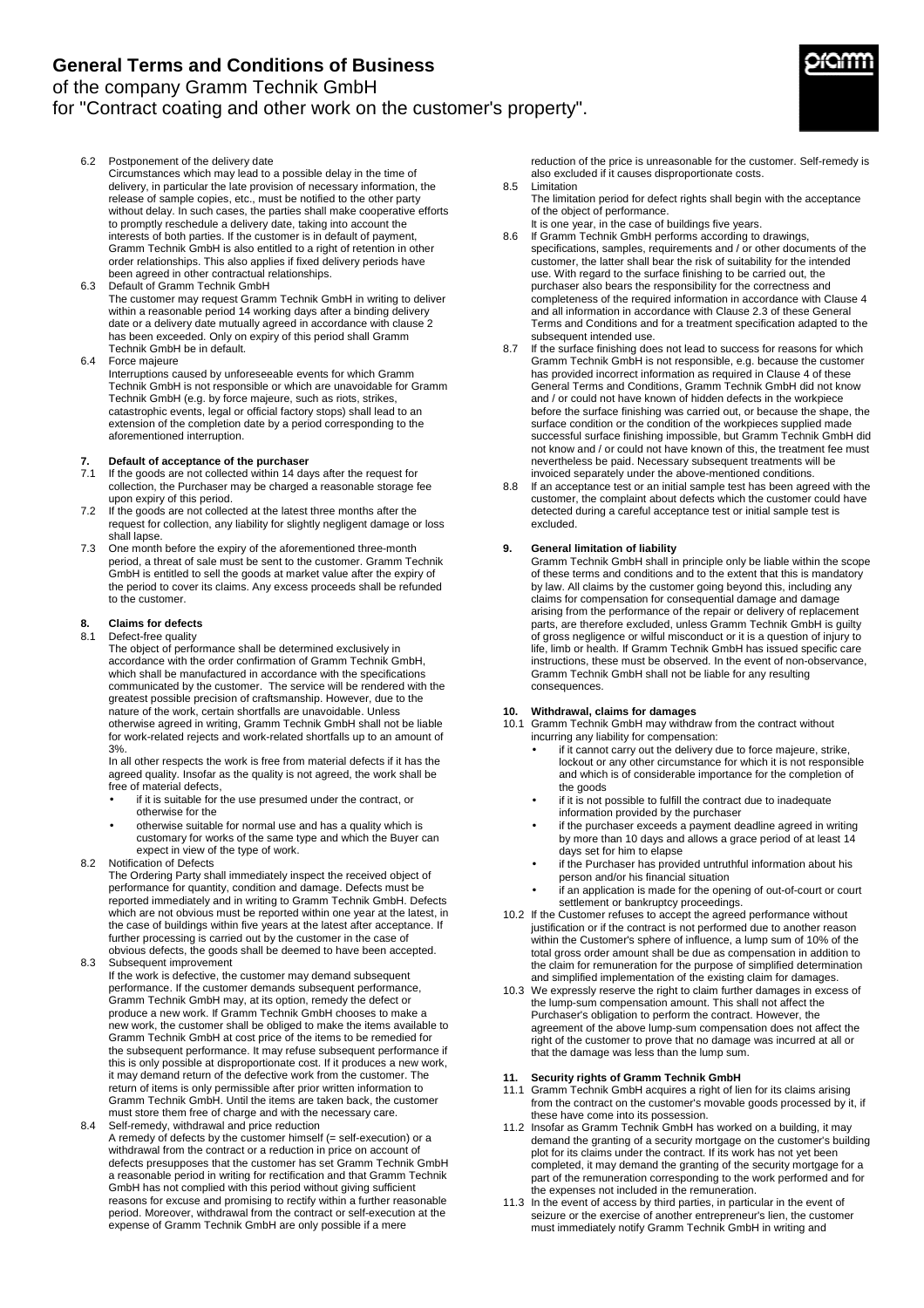6.2 Postponement of the delivery date

Circumstances which may lead to a possible delay in the time of delivery, in particular the late provision of necessary information, the release of sample copies, etc., must be notified to the other party without delay. In such cases, the parties shall make cooperative efforts to promptly reschedule a delivery date, taking into account the interests of both parties. If the customer is in default of payment, Gramm Technik GmbH is also entitled to a right of retention in other order relationships. This also applies if fixed delivery periods have been agreed in other contractual relationships.

6.3 Default of Gramm Technik GmbH

The customer may request Gramm Technik GmbH in writing to deliver within a reasonable period 14 working days after a binding delivery date or a delivery date mutually agreed in accordance with clause 2 has been exceeded. Only on expiry of this period shall Gramm Technik GmbH be in default.

6.4 Force majeure

Interruptions caused by unforeseeable events for which Gramm Technik GmbH is not responsible or which are unavoidable for Gramm Technik GmbH (e.g. by force majeure, such as riots, strikes, catastrophic events, legal or official factory stops) shall lead to an extension of the completion date by a period corresponding to the aforementioned interruption.

## 7. Default of acceptance of the purchaser

7.1 If the goods are not collected within 14 days after the request for collection, the Purchaser may be charged a reasonable storage fee upon expiry of this period.

7.2 If the goods are not collected at the latest three months after the request for collection, any liability for slightly negligent damage or loss shall lapse.

7.3 One month before the expiry of the aforementioned three-month period, a threat of sale must be sent to the customer. Gramm Technik GmbH is entitled to sell the goods at market value after the expiry of the period to cover its claims. Any excess proceeds shall be refunded to the customer.

## 8. Claims for defects

8.1 Defect-free quality

The object of performance shall be determined exclusively in accordance with the order confirmation of Gramm Technik GmbH, which shall be manufactured in accordance with the specifications communicated by the customer. The service will be rendered with the greatest possible precision of craftsmanship. However, due to the nature of the work, certain shortfalls are unavoidable. Unless otherwise agreed in writing, Gramm Technik GmbH shall not be liable for work-related rejects and work-related shortfalls up to an amount of 3%.

In all other respects the work is free from material defects if it has the agreed quality. Insofar as the quality is not agreed, the work shall be free of material defects,

- if it is suitable for the use presumed under the contract, or otherwise for the
- otherwise suitable for normal use and has a quality which is customary for works of the same type and which the Buyer can expect in view of the type of work.

8.2 Notification of Defects

The Ordering Party shall immediately inspect the received object of performance for quantity, condition and damage. Defects must be reported immediately and in writing to Gramm Technik GmbH. Defects which are not obvious must be reported within one year at the latest, in the case of buildings within five years at the latest after acceptance. If further processing is carried out by the customer in the case of obvious defects, the goods shall be deemed to have been accepted.

8.3 Subsequent improvement

If the work is defective, the customer may demand subsequent performance. If the customer demands subsequent performance, Gramm Technik GmbH may, at its option, remedy the defect or produce a new work. If Gramm Technik GmbH chooses to make a new work, the customer shall be obliged to make the items available to Gramm Technik GmbH at cost price of the items to be remedied for the subsequent performance. It may refuse subsequent performance if this is only possible at disproportionate cost. If it produces a new work, it may demand return of the defective work from the customer. The return of items is only permissible after prior written information to Gramm Technik GmbH. Until the items are taken back, the customer must store them free of charge and with the necessary care.

8.4 Self-remedy, withdrawal and price reduction

A remedy of defects by the customer himself (= self-execution) or a withdrawal from the contract or a reduction in price on account of defects presupposes that the customer has set Gramm Technik GmbH a reasonable period in writing for rectification and that Gramm Technik GmbH has not complied with this period without giving sufficient reasons for excuse and promising to rectify within a further reasonable period. Moreover, withdrawal from the contract or self-execution at the expense of Gramm Technik GmbH are only possible if a mere reduction of the price is unreasonable for the customer. Self-remedy is also excluded if it causes disproportionate costs.

8.5 Limitation

The limitation period for defect rights shall begin with the acceptance of the object of performance.

It is one year, in the case of buildings five years.

8.6 If Gramm Technik GmbH performs according to drawings, specifications, samples, requirements and / or other documents of the customer, the latter shall bear the risk of suitability for the intended use. With regard to the surface finishing to be carried out, the purchaser also bears the responsibility for the correctness and completeness of the required information in accordance with Clause 4 and all information in accordance with Clause 2.3 of these General Terms and Conditions and for a treatment specification adapted to the subsequent intended use.

8.7 If the surface finishing does not lead to success for reasons for which Gramm Technik GmbH is not responsible, e.g. because the customer has provided incorrect information as required in Clause 4 of these General Terms and Conditions, Gramm Technik GmbH did not know and / or could not have known of hidden defects in the workpiece before the surface finishing was carried out, or because the shape, the surface condition or the condition of the workpieces supplied made successful surface finishing impossible, but Gramm Technik GmbH did not know and / or could not have known of this, the treatment fee must nevertheless be paid. Necessary subsequent treatments will be invoiced separately under the above-mentioned conditions.

8.8 If an acceptance test or an initial sample test has been agreed with the customer, the complaint about defects which the customer could have detected during a careful acceptance test or initial sample test is excluded.

## 9. General limitation of liability

Gramm Technik GmbH shall in principle only be liable within the scope of these terms and conditions and to the extent that this is mandatory by law. All claims by the customer going beyond this, including any claims for compensation for consequential damage and damage arising from the performance of the repair or delivery of replacement parts, are therefore excluded, unless Gramm Technik GmbH is guilty of gross negligence or wilful misconduct or it is a question of injury to life, limb or health. If Gramm Technik GmbH has issued specific care instructions, these must be observed. In the event of non-observance, Gramm Technik GmbH shall not be liable for any resulting consequences.

## 10. Withdrawal, claims for damages

10.1 Gramm Technik GmbH may withdraw from the contract without incurring any liability for compensation:

- if it cannot carry out the delivery due to force majeure, strike, lockout or any other circumstance for which it is not responsible and which is of considerable importance for the completion of the goods
- if it is not possible to fulfill the contract due to inadequate information provided by the purchaser
- if the purchaser exceeds a payment deadline agreed in writing by more than 10 days and allows a grace period of at least 14 days set for him to elapse
- if the Purchaser has provided untruthful information about his person and/or his financial situation
- if an application is made for the opening of out-of-court or court settlement or bankruptcy proceedings.

10.2 If the Customer refuses to accept the agreed performance without justification or if the contract is not performed due to another reason within the Customer's sphere of influence, a lump sum of 10% of the total gross order amount shall be due as compensation in addition to the claim for remuneration for the purpose of simplified determination and simplified implementation of the existing claim for damages.

10.3 We expressly reserve the right to claim further damages in excess of the lump-sum compensation amount. This shall not affect the Purchaser's obligation to perform the contract. However, the agreement of the above lump-sum compensation does not affect the right of the customer to prove that no damage was incurred at all or that the damage was less than the lump sum.

## 11. Security rights of Gramm Technik GmbH

11.1 Gramm Technik GmbH acquires a right of lien for its claims arising from the contract on the customer's movable goods processed by it, if these have come into its possession.

11.2 Insofar as Gramm Technik GmbH has worked on a building, it may demand the granting of a security mortgage on the customer's building plot for its claims under the contract. If its work has not yet been completed, it may demand the granting of the security mortgage for a part of the remuneration corresponding to the work performed and for the expenses not included in the remuneration.

11.3 In the event of access by third parties, in particular in the event of seizure or the exercise of another entrepreneur's lien, the customer must immediately notify Gramm Technik GmbH in writing and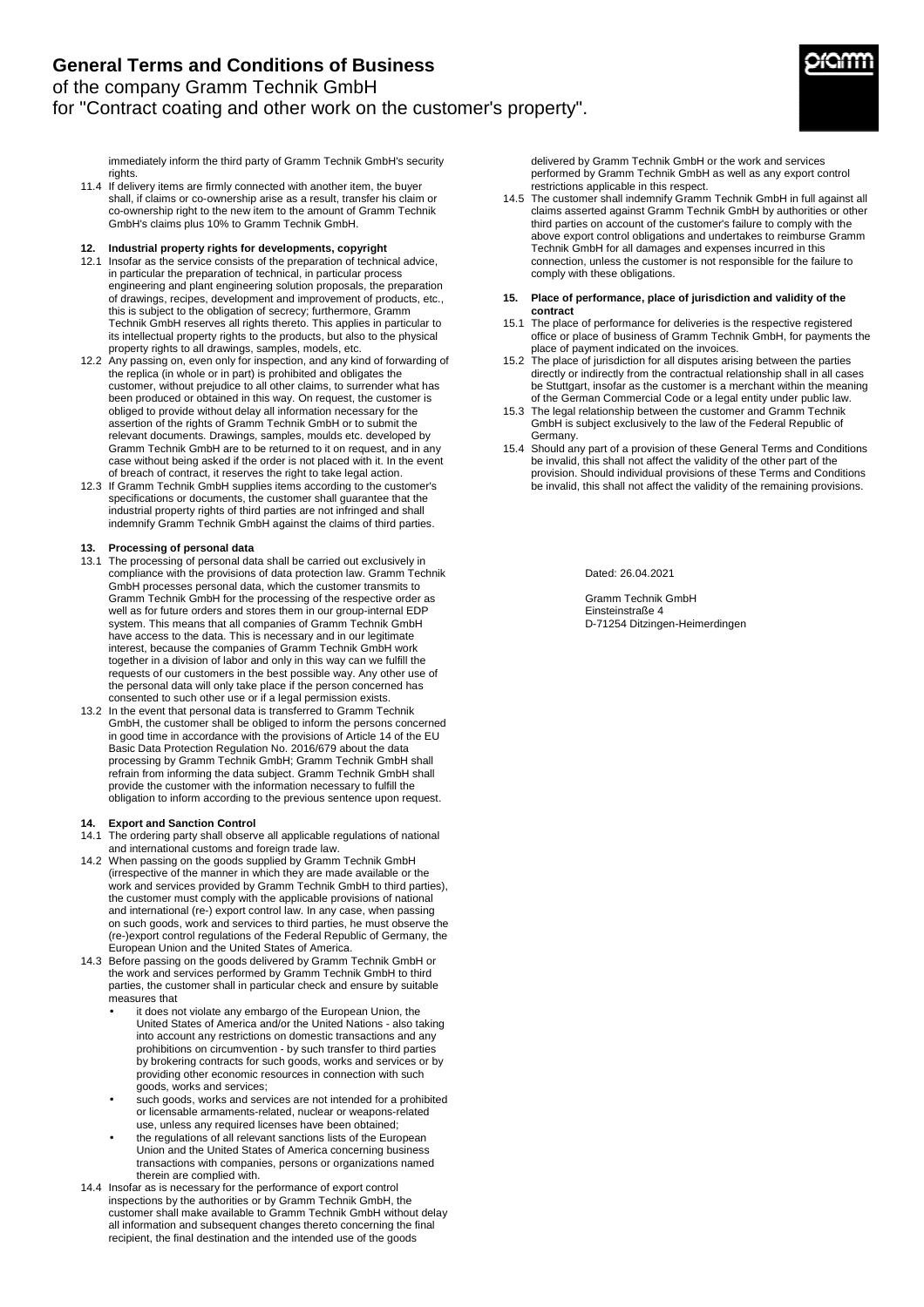immediately inform the third party of Gramm Technik GmbH's security rights.

11.4 If delivery items are firmly connected with another item, the buyer shall, if claims or co-ownership arise as a result, transfer his claim or co-ownership right to the new item to the amount of Gramm Technik GmbH's claims plus 10% to Gramm Technik GmbH.

**12. Industrial property rights for developments, copyright**

12.1 Insofar as the service consists of the preparation of technical advice, in particular the preparation of technical, in particular process engineering and plant engineering solution proposals, the preparation of drawings, recipes, development and improvement of products, etc., this is subject to the obligation of secrecy; furthermore, Gramm Technik GmbH reserves all rights thereto. This applies in particular to its intellectual property rights to the products, but also to the physical property rights to all drawings, samples, models, etc.

12.2 Any passing on, even only for inspection, and any kind of forwarding of the replica (in whole or in part) is prohibited and obligates the customer, without prejudice to all other claims, to surrender what has been produced or obtained in this way. On request, the customer is obliged to provide without delay all information necessary for the assertion of the rights of Gramm Technik GmbH or to submit the relevant documents. Drawings, samples, moulds etc. developed by Gramm Technik GmbH are to be returned to it on request, and in any case without being asked if the order is not placed with it. In the event of breach of contract, it reserves the right to take legal action.

12.3 If Gramm Technik GmbH supplies items according to the customer's specifications or documents, the customer shall guarantee that the industrial property rights of third parties are not infringed and shall indemnify Gramm Technik GmbH against the claims of third parties.

**13. Processing of personal data**

13.1 The processing of personal data shall be carried out exclusively in compliance with the provisions of data protection law. Gramm Technik GmbH processes personal data, which the customer transmits to Gramm Technik GmbH for the processing of the respective order as well as for future orders and stores them in our group-internal EDP system. This means that all companies of Gramm Technik GmbH have access to the data. This is necessary and in our legitimate interest, because the companies of Gramm Technik GmbH work together in a division of labor and only in this way can we fulfill the requests of our customers in the best possible way. Any other use of the personal data will only take place if the person concerned has consented to such other use or if a legal permission exists.

13.2 In the event that personal data is transferred to Gramm Technik GmbH, the customer shall be obliged to inform the persons concerned in good time in accordance with the provisions of Article 14 of the EU Basic Data Protection Regulation No. 2016/679 about the data processing by Gramm Technik GmbH; Gramm Technik GmbH shall refrain from informing the data subject. Gramm Technik GmbH shall provide the customer with the information necessary to fulfill the obligation to inform according to the previous sentence upon request.

**14. Export and Sanction Control**

14.1 The ordering party shall observe all applicable regulations of national and international customs and foreign trade law.

14.2 When passing on the goods supplied by Gramm Technik GmbH (irrespective of the manner in which they are made available or the work and services provided by Gramm Technik GmbH to third parties), the customer must comply with the applicable provisions of national and international (re-) export control law. In any case, when passing on such goods, work and services to third parties, he must observe the (re-)export control regulations of the Federal Republic of Germany, the European Union and the United States of America.

14.3 Before passing on the goods delivered by Gramm Technik GmbH or the work and services performed by Gramm Technik GmbH to third parties, the customer shall in particular check and ensure by suitable measures that

- it does not violate any embargo of the European Union, the United States of America and/or the United Nations - also taking into account any restrictions on domestic transactions and any prohibitions on circumvention - by such transfer to third parties by brokering contracts for such goods, works and services or by providing other economic resources in connection with such goods, works and services;
- such goods, works and services are not intended for a prohibited or licensable armaments-related, nuclear or weapons-related use, unless any required licenses have been obtained;
- the regulations of all relevant sanctions lists of the European Union and the United States of America concerning business transactions with companies, persons or organizations named therein are complied with.

14.4 Insofar as is necessary for the performance of export control inspections by the authorities or by Gramm Technik GmbH, the customer shall make available to Gramm Technik GmbH without delay all information and subsequent changes thereto concerning the final recipient, the final destination and the intended use of the goods delivered by Gramm Technik GmbH or the work and services performed by Gramm Technik GmbH as well as any export control restrictions applicable in this respect.

14.5 The customer shall indemnify Gramm Technik GmbH in full against all claims asserted against Gramm Technik GmbH by authorities or other third parties on account of the customer's failure to comply with the above export control obligations and undertakes to reimburse Gramm Technik GmbH for all damages and expenses incurred in this connection, unless the customer is not responsible for the failure to comply with these obligations.

**15. Place of performance, place of jurisdiction and validity of the contract**

15.1 The place of performance for deliveries is the respective registered office or place of business of Gramm Technik GmbH, for payments the place of payment indicated on the invoices.

15.2 The place of jurisdiction for all disputes arising between the parties directly or indirectly from the contractual relationship shall in all cases be Stuttgart, insofar as the customer is a merchant within the meaning of the German Commercial Code or a legal entity under public law.

15.3 The legal relationship between the customer and Gramm Technik GmbH is subject exclusively to the law of the Federal Republic of Germany.

15.4 Should any part of a provision of these General Terms and Conditions be invalid, this shall not affect the validity of the other part of the provision. Should individual provisions of these Terms and Conditions be invalid, this shall not affect the validity of the remaining provisions.

Dated: 26.04.2021

Gramm Technik GmbH
Einsteinstraße 4
D-71254 Ditzingen-Heimerdingen